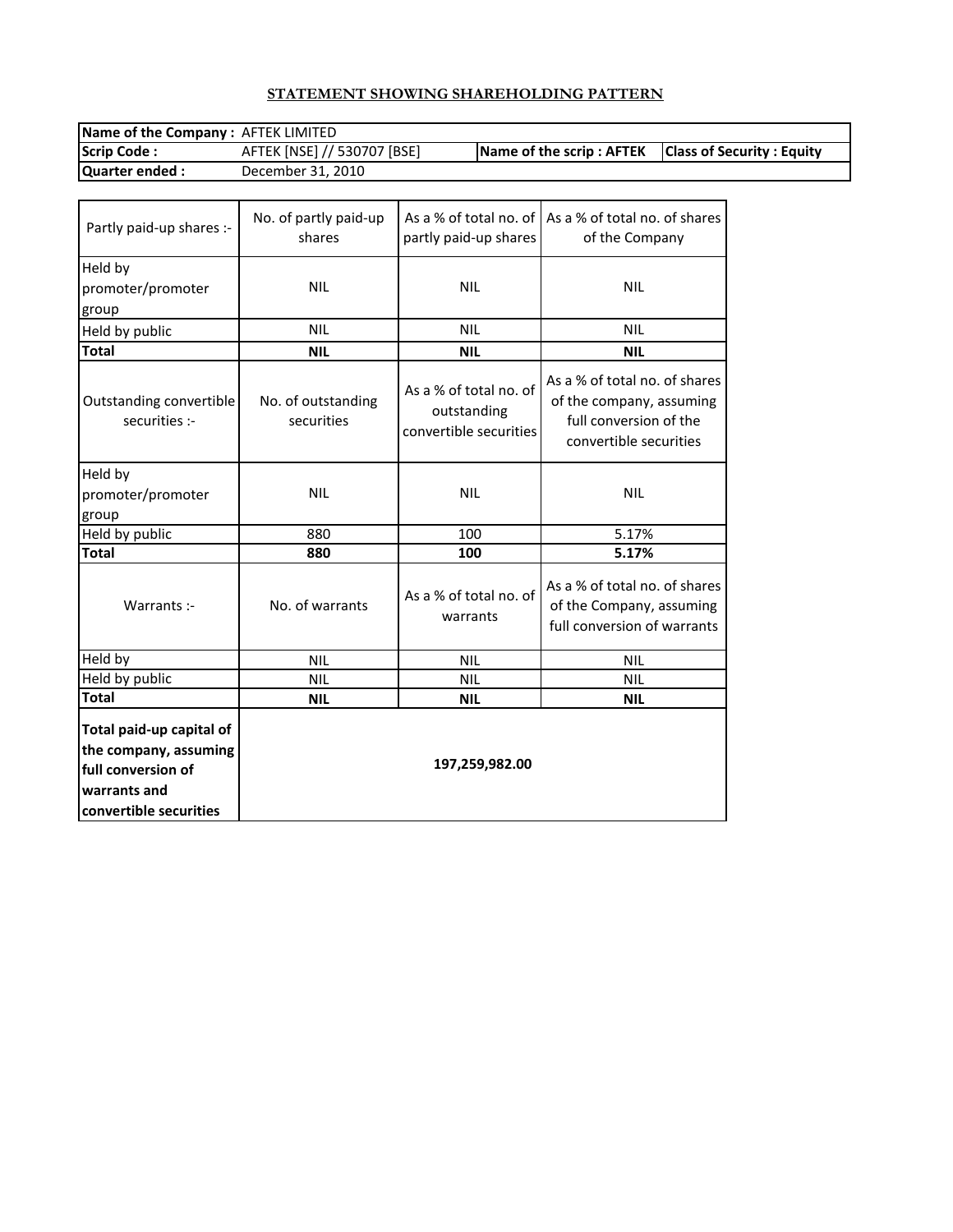## STATEMENT SHOWING SHAREHOLDING PATTERN

| | | | |
|---|---|---|---|
| **Name of the Company :** | AFTEK LIMITED | | |
| **Scrip Code :** | AFTEK [NSE] // 530707 [BSE] | **Name of the scrip : AFTEK** | **Class of Security : Equity** |
| **Quarter ended :** | December 31, 2010 | | |

| Partly paid-up shares :- | No. of partly paid-up shares | As a % of total no. of partly paid-up shares | As a % of total no. of shares of the Company |
|---|---|---|---|
| Held by promoter/promoter group | NIL | NIL | NIL |
| Held by public | NIL | NIL | NIL |
| **Total** | **NIL** | **NIL** | **NIL** |
| Outstanding convertible securities :- | No. of outstanding securities | As a % of total no. of outstanding convertible securities | As a % of total no. of shares of the company, assuming full conversion of the convertible securities |
| Held by promoter/promoter group | NIL | NIL | NIL |
| Held by public | 880 | 100 | 5.17% |
| **Total** | **880** | **100** | **5.17%** |
| Warrants :- | No. of warrants | As a % of total no. of warrants | As a % of total no. of shares of the Company, assuming full conversion of warrants |
| Held by | NIL | NIL | NIL |
| Held by public | NIL | NIL | NIL |
| **Total** | **NIL** | **NIL** | **NIL** |
| **Total paid-up capital of the company, assuming full conversion of warrants and convertible securities** | **197,259,982.00** | | |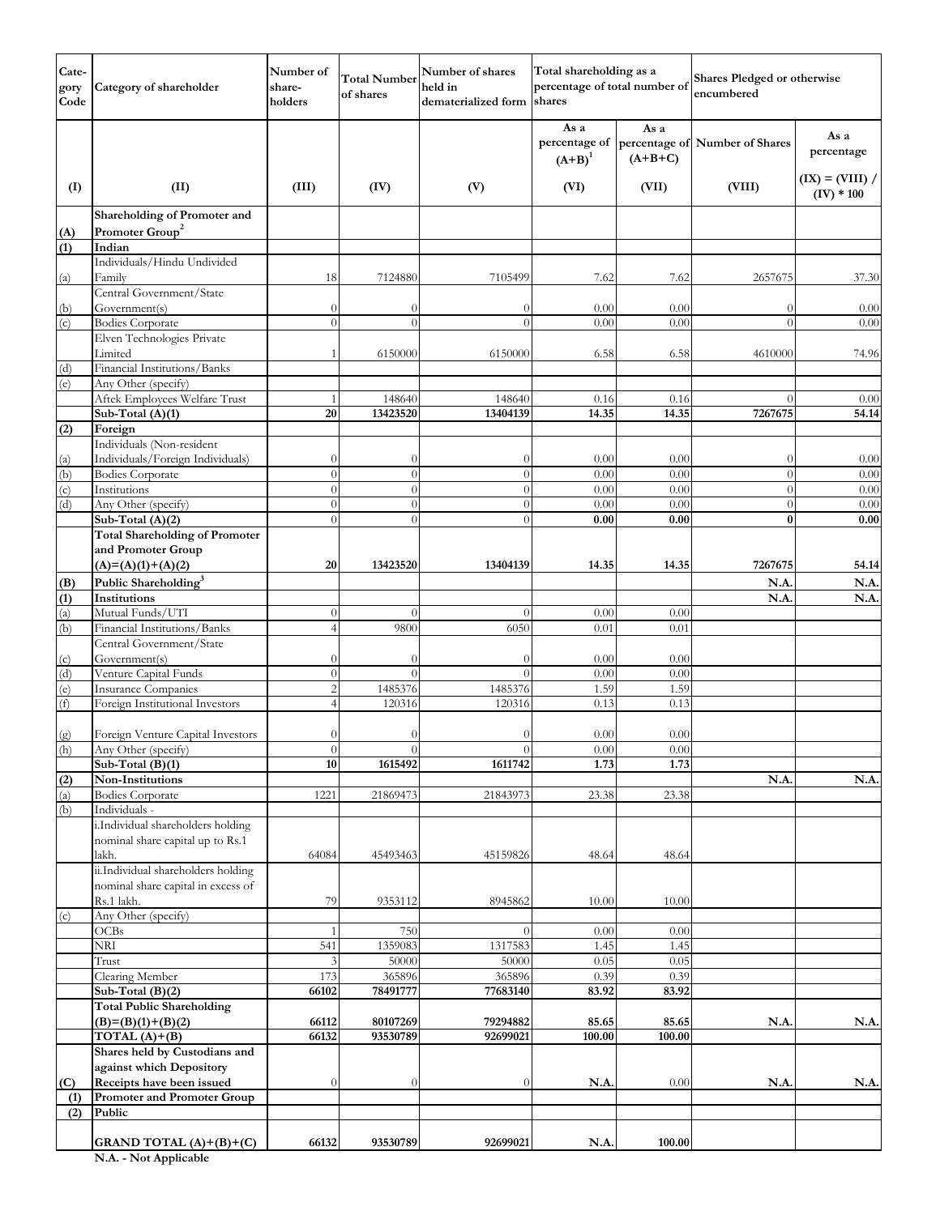| Category Code | Category of shareholder | Number of share-holders | Total Number of shares | Number of shares held in dematerialized form | Total shareholding as a percentage of total number of shares | | Shares Pledged or otherwise encumbered | |
|---|---|---|---|---|---|---|---|---|
| | | | | | As a percentage of (A+B)[1] | As a percentage of (A+B+C) | Number of Shares | As a percentage |
| (I) | (II) | (III) | (IV) | (V) | (VI) | (VII) | (VIII) | (IX) = (VIII) / (IV) * 100 |
| **(A)** | **Shareholding of Promoter and Promoter Group[2]** | | | | | | | |
| **(1)** | **Indian** | | | | | | | |
| (a) | Individuals/Hindu Undivided Family | 18 | 7124880 | 7105499 | 7.62 | 7.62 | 2657675 | 37.30 |
| (b) | Central Government/State Government(s) | 0 | 0 | 0 | 0.00 | 0.00 | 0 | 0.00 |
| (c) | Bodies Corporate | 0 | 0 | 0 | 0.00 | 0.00 | 0 | 0.00 |
| | Elven Technologies Private Limited | 1 | 6150000 | 6150000 | 6.58 | 6.58 | 4610000 | 74.96 |
| (d) | Financial Institutions/Banks | | | | | | | |
| (e) | Any Other (specify) | | | | | | | |
| | Aftek Employees Welfare Trust | 1 | 148640 | 148640 | 0.16 | 0.16 | 0 | 0.00 |
| | **Sub-Total (A)(1)** | **20** | **13423520** | **13404139** | **14.35** | **14.35** | **7267675** | **54.14** |
| **(2)** | **Foreign** | | | | | | | |
| (a) | Individuals (Non-resident Individuals/Foreign Individuals) | 0 | 0 | 0 | 0.00 | 0.00 | 0 | 0.00 |
| (b) | Bodies Corporate | 0 | 0 | 0 | 0.00 | 0.00 | 0 | 0.00 |
| (c) | Institutions | 0 | 0 | 0 | 0.00 | 0.00 | 0 | 0.00 |
| (d) | Any Other (specify) | 0 | 0 | 0 | 0.00 | 0.00 | 0 | 0.00 |
| | **Sub-Total (A)(2)** | 0 | 0 | 0 | **0.00** | **0.00** | **0** | **0.00** |
| | **Total Shareholding of Promoter and Promoter Group (A)=(A)(1)+(A)(2)** | **20** | **13423520** | **13404139** | **14.35** | **14.35** | **7267675** | **54.14** |
| **(B)** | **Public Shareholding[3]** | | | | | | **N.A.** | **N.A.** |
| **(1)** | **Institutions** | | | | | | **N.A.** | **N.A.** |
| (a) | Mutual Funds/UTI | 0 | 0 | 0 | 0.00 | 0.00 | | |
| (b) | Financial Institutions/Banks | 4 | 9800 | 6050 | 0.01 | 0.01 | | |
| (c) | Central Government/State Government(s) | 0 | 0 | 0 | 0.00 | 0.00 | | |
| (d) | Venture Capital Funds | 0 | 0 | 0 | 0.00 | 0.00 | | |
| (e) | Insurance Companies | 2 | 1485376 | 1485376 | 1.59 | 1.59 | | |
| (f) | Foreign Institutional Investors | 4 | 120316 | 120316 | 0.13 | 0.13 | | |
| (g) | Foreign Venture Capital Investors | 0 | 0 | 0 | 0.00 | 0.00 | | |
| (h) | Any Other (specify) | 0 | 0 | 0 | 0.00 | 0.00 | | |
| | **Sub-Total (B)(1)** | **10** | **1615492** | **1611742** | **1.73** | **1.73** | | |
| **(2)** | **Non-Institutions** | | | | | | **N.A.** | **N.A.** |
| (a) | Bodies Corporate | 1221 | 21869473 | 21843973 | 23.38 | 23.38 | | |
| (b) | Individuals - | | | | | | | |
| | i.Individual shareholders holding nominal share capital up to Rs.1 lakh. | 64084 | 45493463 | 45159826 | 48.64 | 48.64 | | |
| | ii.Individual shareholders holding nominal share capital in excess of Rs.1 lakh. | 79 | 9353112 | 8945862 | 10.00 | 10.00 | | |
| (c) | Any Other (specify) | | | | | | | |
| | OCBs | 1 | 750 | 0 | 0.00 | 0.00 | | |
| | NRI | 541 | 1359083 | 1317583 | 1.45 | 1.45 | | |
| | Trust | 3 | 50000 | 50000 | 0.05 | 0.05 | | |
| | Clearing Member | 173 | 365896 | 365896 | 0.39 | 0.39 | | |
| | **Sub-Total (B)(2)** | **66102** | **78491777** | **77683140** | **83.92** | **83.92** | | |
| | **Total Public Shareholding (B)=(B)(1)+(B)(2)** | **66112** | **80107269** | **79294882** | **85.65** | **85.65** | **N.A.** | **N.A.** |
| | **TOTAL (A)+(B)** | **66132** | **93530789** | **92699021** | **100.00** | **100.00** | | |
| **(C)** | **Shares held by Custodians and against which Depository Receipts have been issued** | 0 | 0 | 0 | **N.A.** | 0.00 | **N.A.** | **N.A.** |
| **(1)** | **Promoter and Promoter Group** | | | | | | | |
| **(2)** | **Public** | | | | | | | |
| | **GRAND TOTAL (A)+(B)+(C)** | **66132** | **93530789** | **92699021** | **N.A.** | **100.00** | | |

**N.A. - Not Applicable**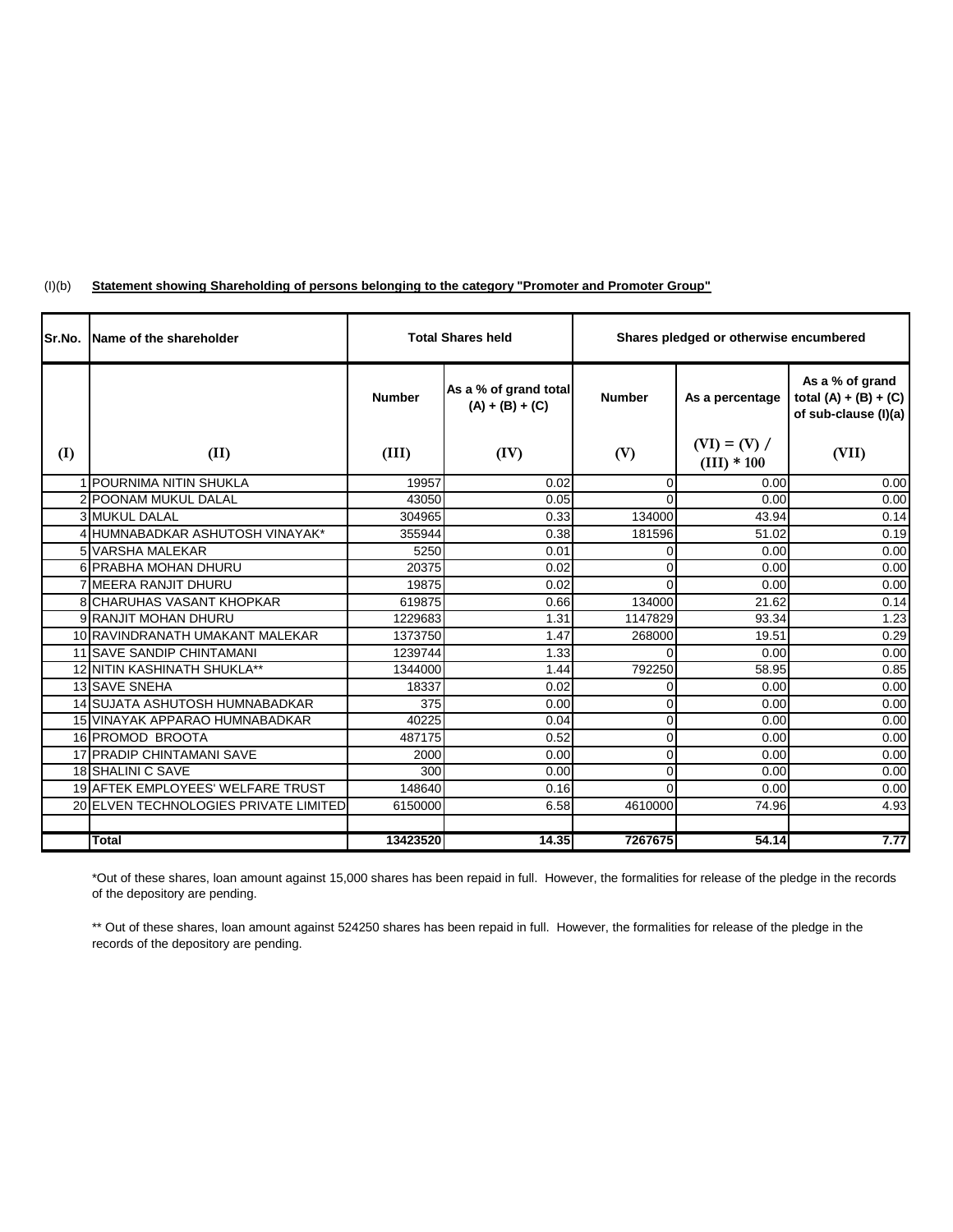(I)(b) **Statement showing Shareholding of persons belonging to the category "Promoter and Promoter Group"**

| Sr.No. | Name of the shareholder | Total Shares held | | Shares pledged or otherwise encumbered | | |
|---|---|---|---|---|---|---|
| | | Number | As a % of grand total (A) + (B) + (C) | Number | As a percentage | As a % of grand total (A) + (B) + (C) of sub-clause (I)(a) |
| (I) | (II) | (III) | (IV) | (V) | (VI) = (V) / (III) * 100 | (VII) |
| 1 | POURNIMA NITIN SHUKLA | 19957 | 0.02 | 0 | 0.00 | 0.00 |
| 2 | POONAM MUKUL DALAL | 43050 | 0.05 | 0 | 0.00 | 0.00 |
| 3 | MUKUL DALAL | 304965 | 0.33 | 134000 | 43.94 | 0.14 |
| 4 | HUMNABADKAR ASHUTOSH VINAYAK* | 355944 | 0.38 | 181596 | 51.02 | 0.19 |
| 5 | VARSHA MALEKAR | 5250 | 0.01 | 0 | 0.00 | 0.00 |
| 6 | PRABHA MOHAN DHURU | 20375 | 0.02 | 0 | 0.00 | 0.00 |
| 7 | MEERA RANJIT DHURU | 19875 | 0.02 | 0 | 0.00 | 0.00 |
| 8 | CHARUHAS VASANT KHOPKAR | 619875 | 0.66 | 134000 | 21.62 | 0.14 |
| 9 | RANJIT MOHAN DHURU | 1229683 | 1.31 | 1147829 | 93.34 | 1.23 |
| 10 | RAVINDRANATH UMAKANT MALEKAR | 1373750 | 1.47 | 268000 | 19.51 | 0.29 |
| 11 | SAVE SANDIP CHINTAMANI | 1239744 | 1.33 | 0 | 0.00 | 0.00 |
| 12 | NITIN KASHINATH SHUKLA** | 1344000 | 1.44 | 792250 | 58.95 | 0.85 |
| 13 | SAVE SNEHA | 18337 | 0.02 | 0 | 0.00 | 0.00 |
| 14 | SUJATA ASHUTOSH HUMNABADKAR | 375 | 0.00 | 0 | 0.00 | 0.00 |
| 15 | VINAYAK APPARAO HUMNABADKAR | 40225 | 0.04 | 0 | 0.00 | 0.00 |
| 16 | PROMOD BROOTA | 487175 | 0.52 | 0 | 0.00 | 0.00 |
| 17 | PRADIP CHINTAMANI SAVE | 2000 | 0.00 | 0 | 0.00 | 0.00 |
| 18 | SHALINI C SAVE | 300 | 0.00 | 0 | 0.00 | 0.00 |
| 19 | AFTEK EMPLOYEES' WELFARE TRUST | 148640 | 0.16 | 0 | 0.00 | 0.00 |
| 20 | ELVEN TECHNOLOGIES PRIVATE LIMITED | 6150000 | 6.58 | 4610000 | 74.96 | 4.93 |
| | | | | | | |
| | **Total** | **13423520** | **14.35** | **7267675** | **54.14** | **7.77** |

*Out of these shares, loan amount against 15,000 shares has been repaid in full. However, the formalities for release of the pledge in the records of the depository are pending.

** Out of these shares, loan amount against 524250 shares has been repaid in full. However, the formalities for release of the pledge in the records of the depository are pending.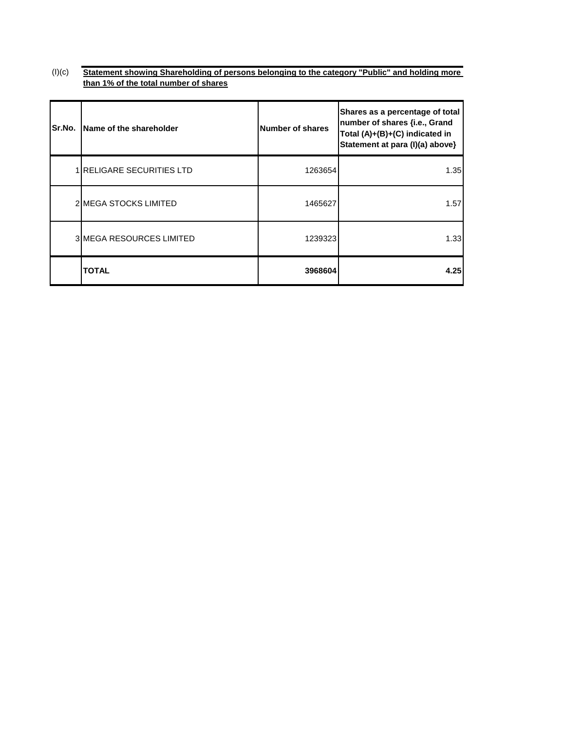(I)(c) **Statement showing Shareholding of persons belonging to the category "Public" and holding more than 1% of the total number of shares**

| Sr.No. | Name of the shareholder | Number of shares | Shares as a percentage of total number of shares {i.e., Grand Total (A)+(B)+(C) indicated in Statement at para (I)(a) above} |
|---|---|---|---|
| 1 | RELIGARE SECURITIES LTD | 1263654 | 1.35 |
| 2 | MEGA STOCKS LIMITED | 1465627 | 1.57 |
| 3 | MEGA RESOURCES LIMITED | 1239323 | 1.33 |
| | **TOTAL** | **3968604** | **4.25** |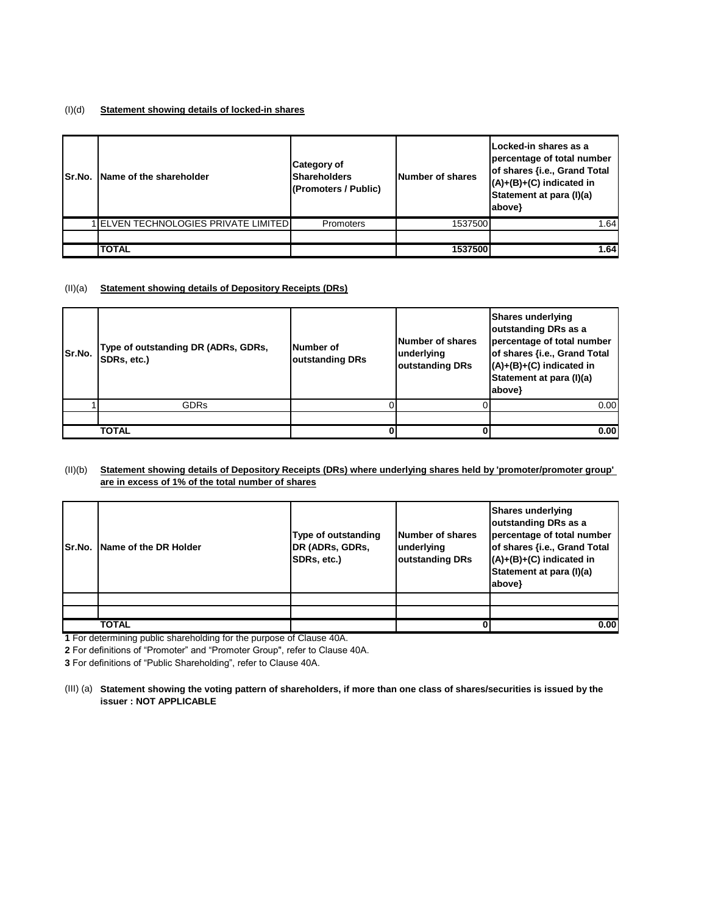(I)(d) **Statement showing details of locked-in shares**

| Sr.No. | Name of the shareholder | Category of Shareholders (Promoters / Public) | Number of shares | Locked-in shares as a percentage of total number of shares {i.e., Grand Total (A)+(B)+(C) indicated in Statement at para (I)(a) above} |
|---|---|---|---|---|
| 1 | ELVEN TECHNOLOGIES PRIVATE LIMITED | Promoters | 1537500 | 1.64 |
| | | | | |
| | **TOTAL** | | **1537500** | **1.64** |

(II)(a) **Statement showing details of Depository Receipts (DRs)**

| Sr.No. | Type of outstanding DR (ADRs, GDRs, SDRs, etc.) | Number of outstanding DRs | Number of shares underlying outstanding DRs | Shares underlying outstanding DRs as a percentage of total number of shares {i.e., Grand Total (A)+(B)+(C) indicated in Statement at para (I)(a) above} |
|---|---|---|---|---|
| 1 | GDRs | 0 | 0 | 0.00 |
| | | | | |
| | **TOTAL** | **0** | **0** | **0.00** |

(II)(b) **Statement showing details of Depository Receipts (DRs) where underlying shares held by 'promoter/promoter group' are in excess of 1% of the total number of shares**

| Sr.No. | Name of the DR Holder | Type of outstanding DR (ADRs, GDRs, SDRs, etc.) | Number of shares underlying outstanding DRs | Shares underlying outstanding DRs as a percentage of total number of shares {i.e., Grand Total (A)+(B)+(C) indicated in Statement at para (I)(a) above} |
|---|---|---|---|---|
| | | | | |
| | | | | |
| | **TOTAL** | | **0** | **0.00** |

**1** For determining public shareholding for the purpose of Clause 40A.

**2** For definitions of "Promoter" and "Promoter Group", refer to Clause 40A.

**3** For definitions of "Public Shareholding", refer to Clause 40A.

(III) (a) **Statement showing the voting pattern of shareholders, if more than one class of shares/securities is issued by the issuer : NOT APPLICABLE**